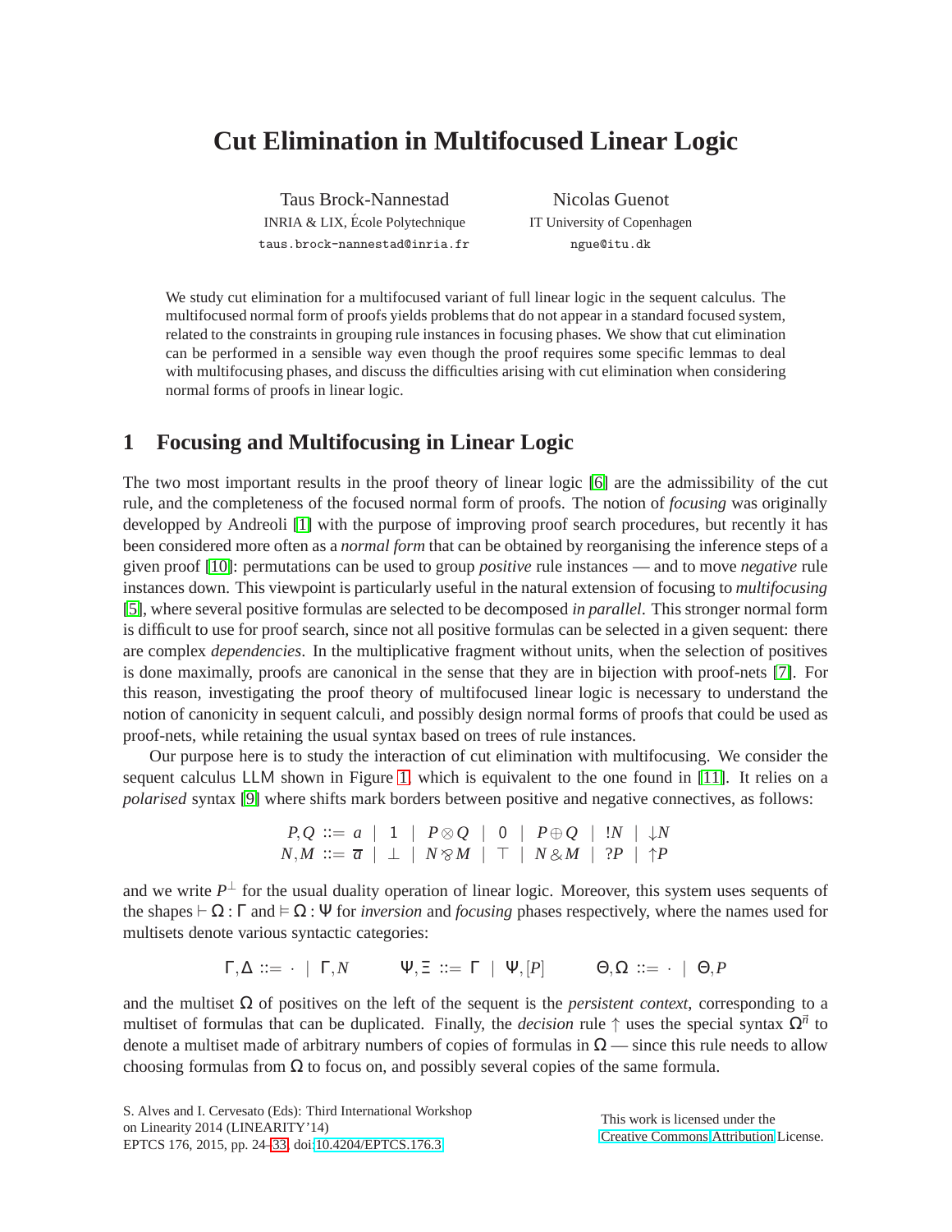# Cut Elimination in Multifocused Linear Logic

Taus Brock-Nannestad
INRIA & LIX, École Polytechnique
taus.brock-nannestad@inria.fr

Nicolas Guenot
IT University of Copenhagen
ngue@itu.dk

We study cut elimination for a multifocused variant of full linear logic in the sequent calculus. The multifocused normal form of proofs yields problems that do not appear in a standard focused system, related to the constraints in grouping rule instances in focusing phases. We show that cut elimination can be performed in a sensible way even though the proof requires some specific lemmas to deal with multifocusing phases, and discuss the difficulties arising with cut elimination when considering normal forms of proofs in linear logic.

## 1 Focusing and Multifocusing in Linear Logic

The two most important results in the proof theory of linear logic [6] are the admissibility of the cut rule, and the completeness of the focused normal form of proofs. The notion of *focusing* was originally developped by Andreoli [1] with the purpose of improving proof search procedures, but recently it has been considered more often as a *normal form* that can be obtained by reorganising the inference steps of a given proof [10]: permutations can be used to group *positive* rule instances — and to move *negative* rule instances down. This viewpoint is particularly useful in the natural extension of focusing to *multifocusing* [5], where several positive formulas are selected to be decomposed *in parallel*. This stronger normal form is difficult to use for proof search, since not all positive formulas can be selected in a given sequent: there are complex *dependencies*. In the multiplicative fragment without units, when the selection of positives is done maximally, proofs are canonical in the sense that they are in bijection with proof-nets [7]. For this reason, investigating the proof theory of multifocused linear logic is necessary to understand the notion of canonicity in sequent calculi, and possibly design normal forms of proofs that could be used as proof-nets, while retaining the usual syntax based on trees of rule instances.

Our purpose here is to study the interaction of cut elimination with multifocusing. We consider the sequent calculus LLM shown in Figure 1, which is equivalent to the one found in [11]. It relies on a *polarised* syntax [9] where shifts mark borders between positive and negative connectives, as follows:

$$
\begin{array}{rcl}
P,Q & ::= & a \mid 1 \mid P \otimes Q \mid 0 \mid P \oplus Q \mid\ !N \mid \downarrow N \\
N,M & ::= & \overline{a} \mid \bot \mid N \invamp M \mid \top \mid N \mathbin{\&} M \mid\ ?P \mid \uparrow P
\end{array}
$$

and we write $P^\perp$ for the usual duality operation of linear logic. Moreover, this system uses sequents of the shapes $\vdash \Omega : \Gamma$ and $\vDash \Omega : \Psi$ for *inversion* and *focusing* phases respectively, where the names used for multisets denote various syntactic categories:

$$
\Gamma, \Delta ::= \cdot \mid \Gamma, N \qquad \Psi, \Xi ::= \Gamma \mid \Psi, [P] \qquad \Theta, \Omega ::= \cdot \mid \Theta, P
$$

and the multiset $\Omega$ of positives on the left of the sequent is the *persistent context*, corresponding to a multiset of formulas that can be duplicated. Finally, the *decision* rule $\uparrow$ uses the special syntax $\Omega^{\vec{n}}$ to denote a multiset made of arbitrary numbers of copies of formulas in $\Omega$ — since this rule needs to allow choosing formulas from $\Omega$ to focus on, and possibly several copies of the same formula.

S. Alves and I. Cervesato (Eds): Third International Workshop on Linearity 2014 (LINEARITY'14)
EPTCS 176, 2015, pp. 24–33, doi:10.4204/EPTCS.176.3

This work is licensed under the Creative Commons Attribution License.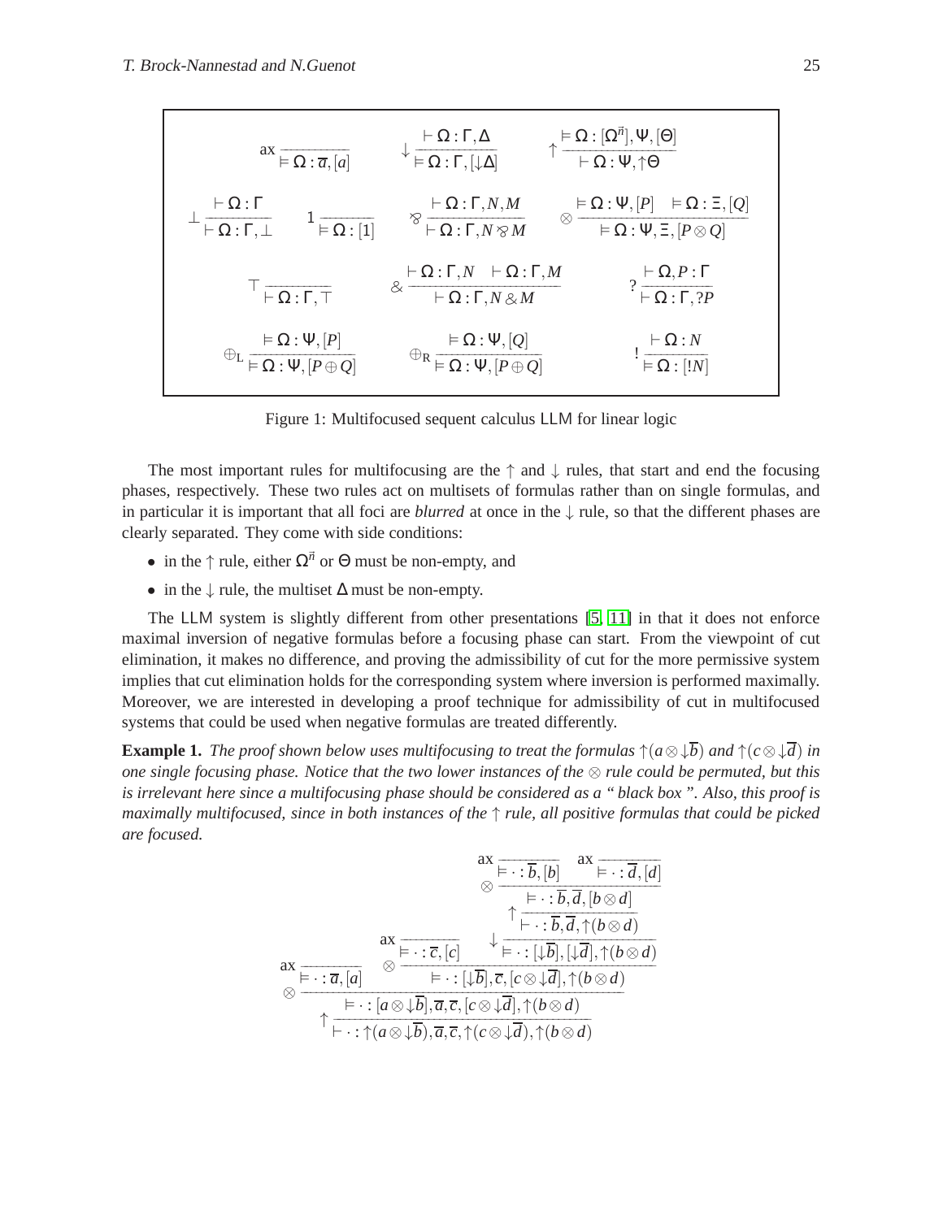$$
\text{ax}\ \frac{}{\vDash \Omega : \overline{a}, [a]}
\qquad
\downarrow \frac{\vdash \Omega : \Gamma, \Delta}{\vDash \Omega : \Gamma, [\downarrow \Delta]}
\qquad
\uparrow \frac{\vDash \Omega : [\Omega^{\vec{n}}], \Psi, [\Theta]}{\vdash \Omega : \Psi, \uparrow \Theta}
$$

$$
\bot \frac{\vdash \Omega : \Gamma}{\vdash \Omega : \Gamma, \bot}
\qquad
1 \frac{}{\vDash \Omega : [1]}
\qquad
⅋ \frac{\vdash \Omega : \Gamma, N, M}{\vdash \Omega : \Gamma, N ⅋ M}
\qquad
\otimes \frac{\vDash \Omega : \Psi, [P] \quad \vDash \Omega : \Xi, [Q]}{\vDash \Omega : \Psi, \Xi, [P \otimes Q]}
$$

$$
\top \frac{}{\vdash \Omega : \Gamma, \top}
\qquad
\& \frac{\vdash \Omega : \Gamma, N \quad \vdash \Omega : \Gamma, M}{\vdash \Omega : \Gamma, N \& M}
\qquad
? \frac{\vdash \Omega, P : \Gamma}{\vdash \Omega : \Gamma, ?P}
$$

$$
\oplus_{\mathrm{L}} \frac{\vDash \Omega : \Psi, [P]}{\vDash \Omega : \Psi, [P \oplus Q]}
\qquad
\oplus_{\mathrm{R}} \frac{\vDash \Omega : \Psi, [Q]}{\vDash \Omega : \Psi, [P \oplus Q]}
\qquad
! \frac{\vdash \Omega : N}{\vDash \Omega : [!N]}
$$

Figure 1: Multifocused sequent calculus LLM for linear logic

The most important rules for multifocusing are the $\uparrow$ and $\downarrow$ rules, that start and end the focusing phases, respectively. These two rules act on multisets of formulas rather than on single formulas, and in particular it is important that all foci are *blurred* at once in the $\downarrow$ rule, so that the different phases are clearly separated. They come with side conditions:

- in the $\uparrow$ rule, either $\Omega^{\vec{n}}$ or $\Theta$ must be non-empty, and
- in the $\downarrow$ rule, the multiset $\Delta$ must be non-empty.

The LLM system is slightly different from other presentations [5, 11] in that it does not enforce maximal inversion of negative formulas before a focusing phase can start. From the viewpoint of cut elimination, it makes no difference, and proving the admissibility of cut for the more permissive system implies that cut elimination holds for the corresponding system where inversion is performed maximally. Moreover, we are interested in developing a proof technique for admissibility of cut in multifocused systems that could be used when negative formulas are treated differently.

**Example 1.** *The proof shown below uses multifocusing to treat the formulas $\uparrow(a \otimes \downarrow\overline{b})$ and $\uparrow(c \otimes \downarrow\overline{d})$ in one single focusing phase. Notice that the two lower instances of the $\otimes$ rule could be permuted, but this is irrelevant here since a multifocusing phase should be considered as a " black box ". Also, this proof is maximally multifocused, since in both instances of the $\uparrow$ rule, all positive formulas that could be picked are focused.*

$$
\uparrow \cfrac{\otimes \cfrac{\text{ax}\ \cfrac{}{\vDash \cdot : \overline{a}, [a]} \quad \otimes \cfrac{\text{ax}\ \cfrac{}{\vDash \cdot : \overline{c}, [c]} \quad \downarrow \cfrac{\uparrow \cfrac{\otimes \cfrac{\text{ax}\ \cfrac{}{\vDash \cdot : \overline{b}, [b]} \quad \text{ax}\ \cfrac{}{\vDash \cdot : \overline{d}, [d]}}{\vDash \cdot : \overline{b}, \overline{d}, [b \otimes d]}}{\vdash \cdot : \overline{b}, \overline{d}, \uparrow(b \otimes d)}}{\vDash \cdot : [\downarrow\overline{b}], [\downarrow\overline{d}], \uparrow(b \otimes d)}}{\vDash \cdot : [\downarrow\overline{b}], \overline{c}, [c \otimes \downarrow\overline{d}], \uparrow(b \otimes d)}}{\vDash \cdot : [a \otimes \downarrow\overline{b}], \overline{a}, \overline{c}, [c \otimes \downarrow\overline{d}], \uparrow(b \otimes d)}}{\vdash \cdot : \uparrow(a \otimes \downarrow\overline{b}), \overline{a}, \overline{c}, \uparrow(c \otimes \downarrow\overline{d}), \uparrow(b \otimes d)}
$$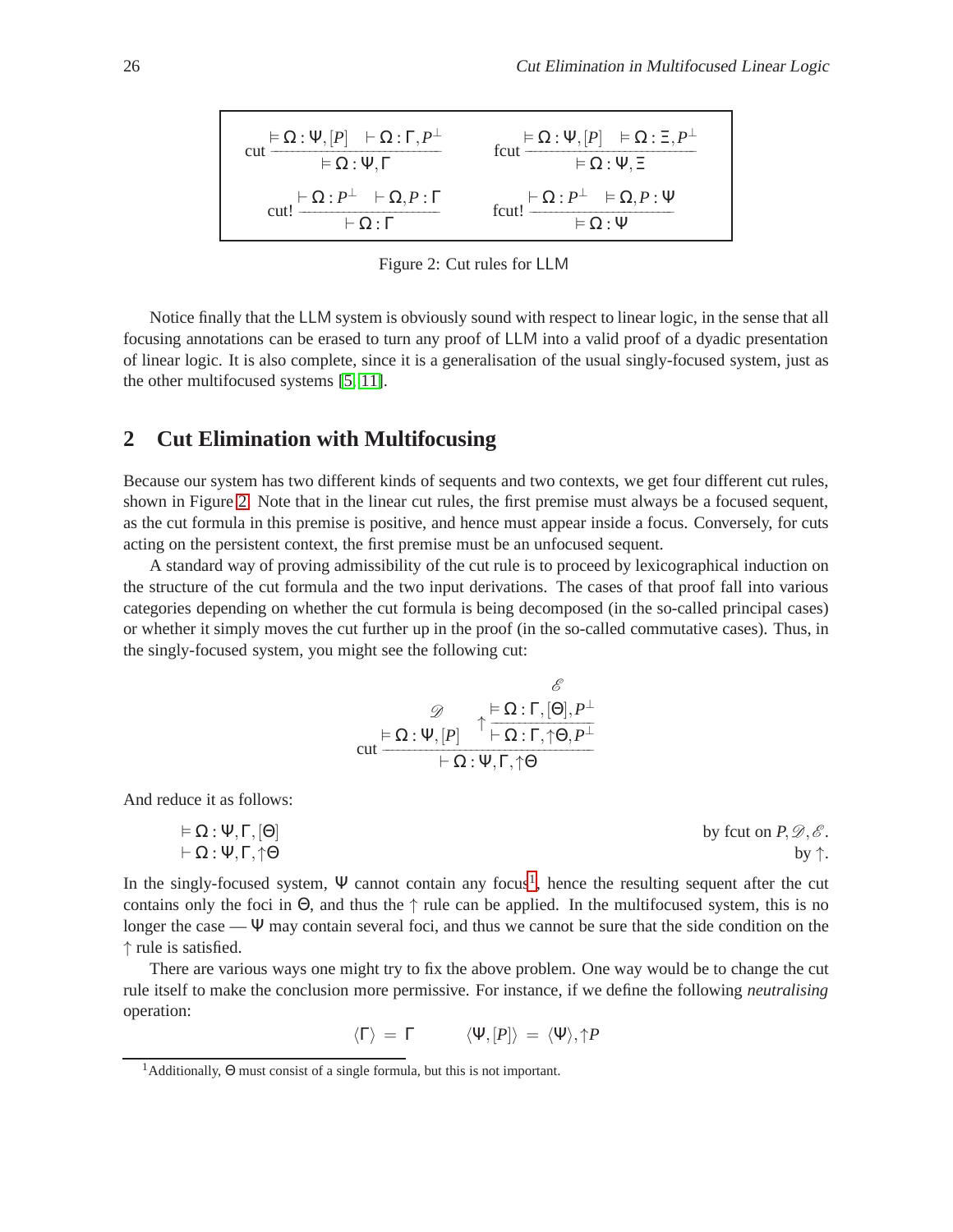$$\text{cut}\ \frac{\vDash \Omega : \Psi, [P] \quad \vdash \Omega : \Gamma, P^{\perp}}{\vDash \Omega : \Psi, \Gamma} \qquad \text{fcut}\ \frac{\vDash \Omega : \Psi, [P] \quad \vDash \Omega : \Xi, P^{\perp}}{\vDash \Omega : \Psi, \Xi}$$

$$\text{cut!}\ \frac{\vdash \Omega : P^{\perp} \quad \vdash \Omega, P : \Gamma}{\vdash \Omega : \Gamma} \qquad \text{fcut!}\ \frac{\vdash \Omega : P^{\perp} \quad \vDash \Omega, P : \Psi}{\vDash \Omega : \Psi}$$

Figure 2: Cut rules for LLM

Notice finally that the LLM system is obviously sound with respect to linear logic, in the sense that all focusing annotations can be erased to turn any proof of LLM into a valid proof of a dyadic presentation of linear logic. It is also complete, since it is a generalisation of the usual singly-focused system, just as the other multifocused systems [5, 11].

## 2 Cut Elimination with Multifocusing

Because our system has two different kinds of sequents and two contexts, we get four different cut rules, shown in Figure 2. Note that in the linear cut rules, the first premise must always be a focused sequent, as the cut formula in this premise is positive, and hence must appear inside a focus. Conversely, for cuts acting on the persistent context, the first premise must be an unfocused sequent.

A standard way of proving admissibility of the cut rule is to proceed by lexicographical induction on the structure of the cut formula and the two input derivations. The cases of that proof fall into various categories depending on whether the cut formula is being decomposed (in the so-called principal cases) or whether it simply moves the cut further up in the proof (in the so-called commutative cases). Thus, in the singly-focused system, you might see the following cut:

$$\text{cut}\ \frac{\overset{\mathscr{D}}{\vDash \Omega : \Psi, [P]} \quad \uparrow \dfrac{\overset{\mathscr{E}}{\vDash \Omega : \Gamma, [\Theta], P^{\perp}}}{\vdash \Omega : \Gamma, \uparrow\Theta, P^{\perp}}}{\vdash \Omega : \Psi, \Gamma, \uparrow\Theta}$$

And reduce it as follows:

$\vDash \Omega : \Psi, \Gamma, [\Theta]$ — by fcut on $P, \mathscr{D}, \mathscr{E}$.
$\vdash \Omega : \Psi, \Gamma, \uparrow\Theta$ — by $\uparrow$.

In the singly-focused system, $\Psi$ cannot contain any focus[1], hence the resulting sequent after the cut contains only the foci in $\Theta$, and thus the $\uparrow$ rule can be applied. In the multifocused system, this is no longer the case — $\Psi$ may contain several foci, and thus we cannot be sure that the side condition on the $\uparrow$ rule is satisfied.

There are various ways one might try to fix the above problem. One way would be to change the cut rule itself to make the conclusion more permissive. For instance, if we define the following *neutralising* operation:

$$\langle \Gamma \rangle \;=\; \Gamma \qquad \langle \Psi, [P] \rangle \;=\; \langle \Psi \rangle, \uparrow P$$

[1]Additionally, $\Theta$ must consist of a single formula, but this is not important.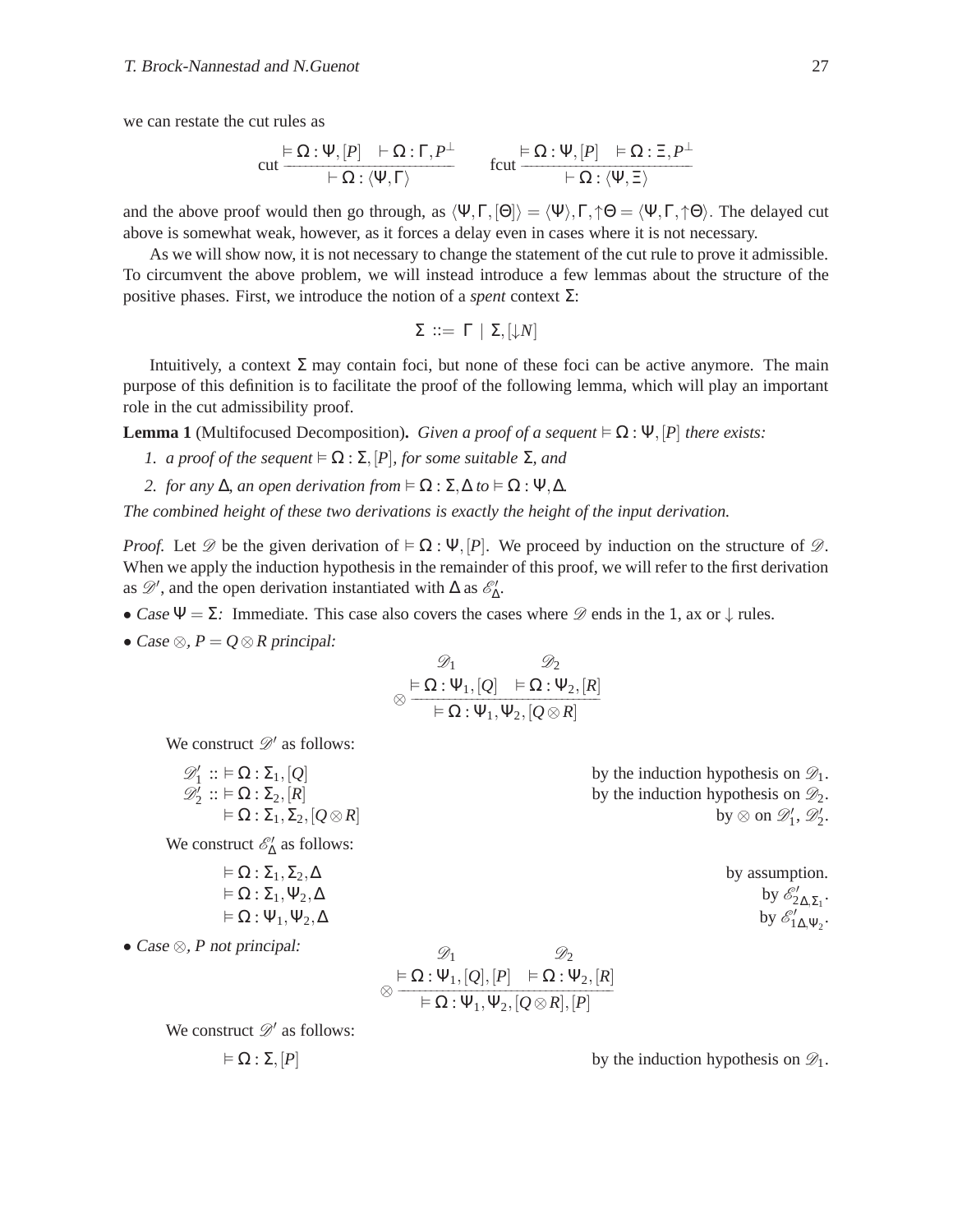we can restate the cut rules as

$$\text{cut}\,\frac{\vDash \Omega : \Psi, [P] \quad \vdash \Omega : \Gamma, P^{\perp}}{\vdash \Omega : \langle \Psi, \Gamma \rangle} \qquad \text{fcut}\,\frac{\vDash \Omega : \Psi, [P] \quad \vDash \Omega : \Xi, P^{\perp}}{\vdash \Omega : \langle \Psi, \Xi \rangle}$$

and the above proof would then go through, as $\langle \Psi, \Gamma, [\Theta] \rangle = \langle \Psi \rangle, \Gamma, \uparrow\Theta = \langle \Psi, \Gamma, \uparrow\Theta \rangle$. The delayed cut above is somewhat weak, however, as it forces a delay even in cases where it is not necessary.

As we will show now, it is not necessary to change the statement of the cut rule to prove it admissible. To circumvent the above problem, we will instead introduce a few lemmas about the structure of the positive phases. First, we introduce the notion of a *spent* context $\Sigma$:

$$\Sigma \ ::= \ \Gamma \ \mid \ \Sigma, [\downarrow N]$$

Intuitively, a context $\Sigma$ may contain foci, but none of these foci can be active anymore. The main purpose of this definition is to facilitate the proof of the following lemma, which will play an important role in the cut admissibility proof.

**Lemma 1** (Multifocused Decomposition)**.** *Given a proof of a sequent* $\vDash \Omega : \Psi, [P]$ *there exists:*

1. *a proof of the sequent* $\vDash \Omega : \Sigma, [P]$*, for some suitable* $\Sigma$*, and*
2. *for any* $\Delta$*, an open derivation from* $\vDash \Omega : \Sigma, \Delta$ *to* $\vDash \Omega : \Psi, \Delta$*.*

*The combined height of these two derivations is exactly the height of the input derivation.*

*Proof.* Let $\mathscr{D}$ be the given derivation of $\vDash \Omega : \Psi, [P]$. We proceed by induction on the structure of $\mathscr{D}$. When we apply the induction hypothesis in the remainder of this proof, we will refer to the first derivation as $\mathscr{D}'$, and the open derivation instantiated with $\Delta$ as $\mathscr{E}'_{\Delta}$.

- *Case* $\Psi = \Sigma$*:* Immediate. This case also covers the cases where $\mathscr{D}$ ends in the $1$, ax or $\downarrow$ rules.
- *Case* $\otimes$*,* $P = Q \otimes R$ *principal:*

$$\otimes\,\frac{\begin{matrix}\mathscr{D}_1 \\ \vDash \Omega : \Psi_1, [Q]\end{matrix} \quad \begin{matrix}\mathscr{D}_2 \\ \vDash \Omega : \Psi_2, [R]\end{matrix}}{\vDash \Omega : \Psi_1, \Psi_2, [Q \otimes R]}$$

We construct $\mathscr{D}'$ as follows:

$\mathscr{D}'_1 :: \vDash \Omega : \Sigma_1, [Q]$ — by the induction hypothesis on $\mathscr{D}_1$.
$\mathscr{D}'_2 :: \vDash \Omega : \Sigma_2, [R]$ — by the induction hypothesis on $\mathscr{D}_2$.
$\vDash \Omega : \Sigma_1, \Sigma_2, [Q \otimes R]$ — by $\otimes$ on $\mathscr{D}'_1$, $\mathscr{D}'_2$.

We construct $\mathscr{E}'_{\Delta}$ as follows:

$\vDash \Omega : \Sigma_1, \Sigma_2, \Delta$ — by assumption.
$\vDash \Omega : \Sigma_1, \Psi_2, \Delta$ — by $\mathscr{E}'_{2\Delta,\Sigma_1}$.
$\vDash \Omega : \Psi_1, \Psi_2, \Delta$ — by $\mathscr{E}'_{1\Delta,\Psi_2}$.

- *Case* $\otimes$*,* $P$ *not principal:*

$$\otimes\,\frac{\begin{matrix}\mathscr{D}_1 \\ \vDash \Omega : \Psi_1, [Q], [P]\end{matrix} \quad \begin{matrix}\mathscr{D}_2 \\ \vDash \Omega : \Psi_2, [R]\end{matrix}}{\vDash \Omega : \Psi_1, \Psi_2, [Q \otimes R], [P]}$$

We construct $\mathscr{D}'$ as follows:

$\vDash \Omega : \Sigma, [P]$ — by the induction hypothesis on $\mathscr{D}_1$.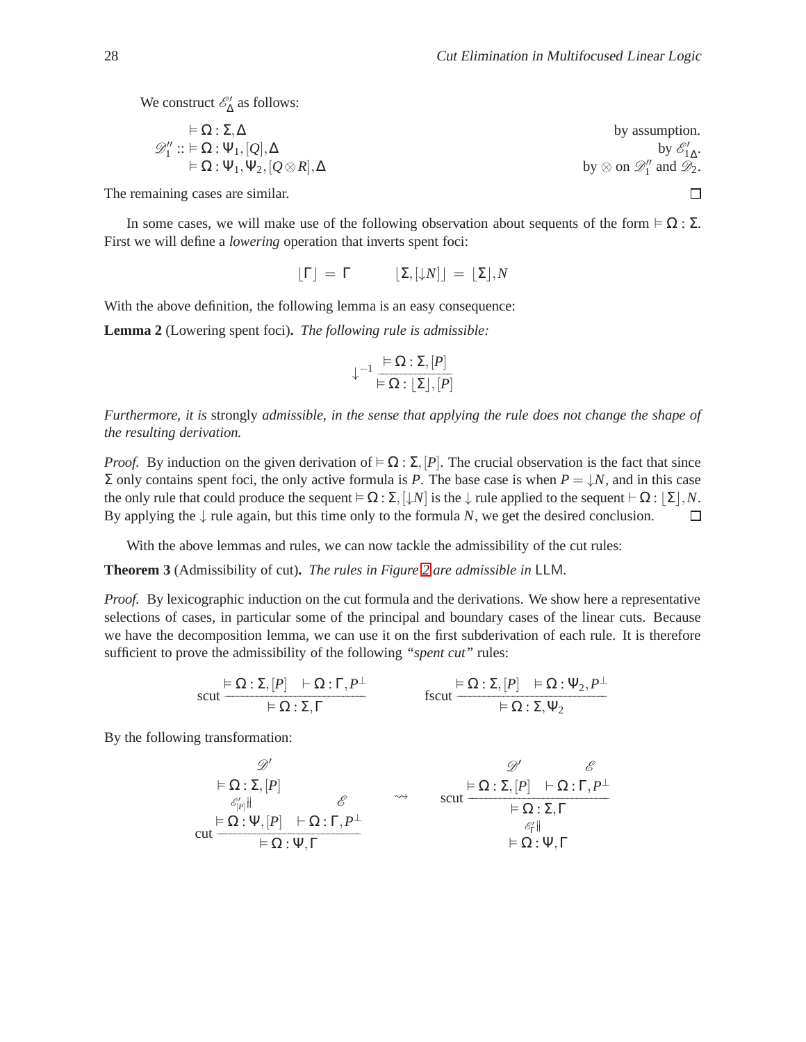We construct $\mathscr{E}'_{\Delta}$ as follows:

$$
\begin{array}{rll}
 & \vDash \Omega : \Sigma, \Delta & \text{by assumption.} \\
\mathscr{D}''_1 :: & \vDash \Omega : \Psi_1, [Q], \Delta & \text{by } \mathscr{E}'_{1\Delta}. \\
 & \vDash \Omega : \Psi_1, \Psi_2, [Q \otimes R], \Delta & \text{by } \otimes \text{ on } \mathscr{D}''_1 \text{ and } \mathscr{D}_2.
\end{array}
$$

The remaining cases are similar. □

In some cases, we will make use of the following observation about sequents of the form $\vDash \Omega : \Sigma$. First we will define a *lowering* operation that inverts spent foci:

$$\lfloor \Gamma \rfloor = \Gamma \qquad \lfloor \Sigma, [\downarrow N] \rfloor = \lfloor \Sigma \rfloor, N$$

With the above definition, the following lemma is an easy consequence:

**Lemma 2** (Lowering spent foci)**.** *The following rule is admissible:*

$$\downarrow^{-1} \frac{\vDash \Omega : \Sigma, [P]}{\vDash \Omega : \lfloor \Sigma \rfloor, [P]}$$

*Furthermore, it is* strongly *admissible, in the sense that applying the rule does not change the shape of the resulting derivation.*

*Proof.* By induction on the given derivation of $\vDash \Omega : \Sigma, [P]$. The crucial observation is the fact that since $\Sigma$ only contains spent foci, the only active formula is $P$. The base case is when $P = \downarrow N$, and in this case the only rule that could produce the sequent $\vDash \Omega : \Sigma, [\downarrow N]$ is the $\downarrow$ rule applied to the sequent $\vdash \Omega : \lfloor \Sigma \rfloor, N$. By applying the $\downarrow$ rule again, but this time only to the formula $N$, we get the desired conclusion. □

With the above lemmas and rules, we can now tackle the admissibility of the cut rules:

**Theorem 3** (Admissibility of cut)**.** *The rules in Figure 2 are admissible in* LLM*.*

*Proof.* By lexicographic induction on the cut formula and the derivations. We show here a representative selections of cases, in particular some of the principal and boundary cases of the linear cuts. Because we have the decomposition lemma, we can use it on the first subderivation of each rule. It is therefore sufficient to prove the admissibility of the following *"spent cut"* rules:

$$\text{scut} \frac{\vDash \Omega : \Sigma, [P] \quad \vdash \Omega : \Gamma, P^{\perp}}{\vDash \Omega : \Sigma, \Gamma} \qquad \text{fscut} \frac{\vDash \Omega : \Sigma, [P] \quad \vDash \Omega : \Psi_2, P^{\perp}}{\vDash \Omega : \Sigma, \Psi_2}$$

By the following transformation:

$$
\text{cut}\,\dfrac{\dfrac{\begin{array}{c}\mathscr{D}' \\ \vDash \Omega : \Sigma, [P]\end{array}}{\vDash \Omega : \Psi, [P]}\,\mathscr{E}'_{[P]} \qquad \begin{array}{c}\mathscr{E} \\ \vdash \Omega : \Gamma, P^{\perp}\end{array}}{\vDash \Omega : \Psi, \Gamma}
\quad \rightsquigarrow \quad
\dfrac{\text{scut}\,\dfrac{\begin{array}{c}\mathscr{D}' \\ \vDash \Omega : \Sigma, [P]\end{array} \qquad \begin{array}{c}\mathscr{E} \\ \vdash \Omega : \Gamma, P^{\perp}\end{array}}{\vDash \Omega : \Sigma, \Gamma}}{\vDash \Omega : \Psi, \Gamma}\,\mathscr{E}'_{\Gamma}
$$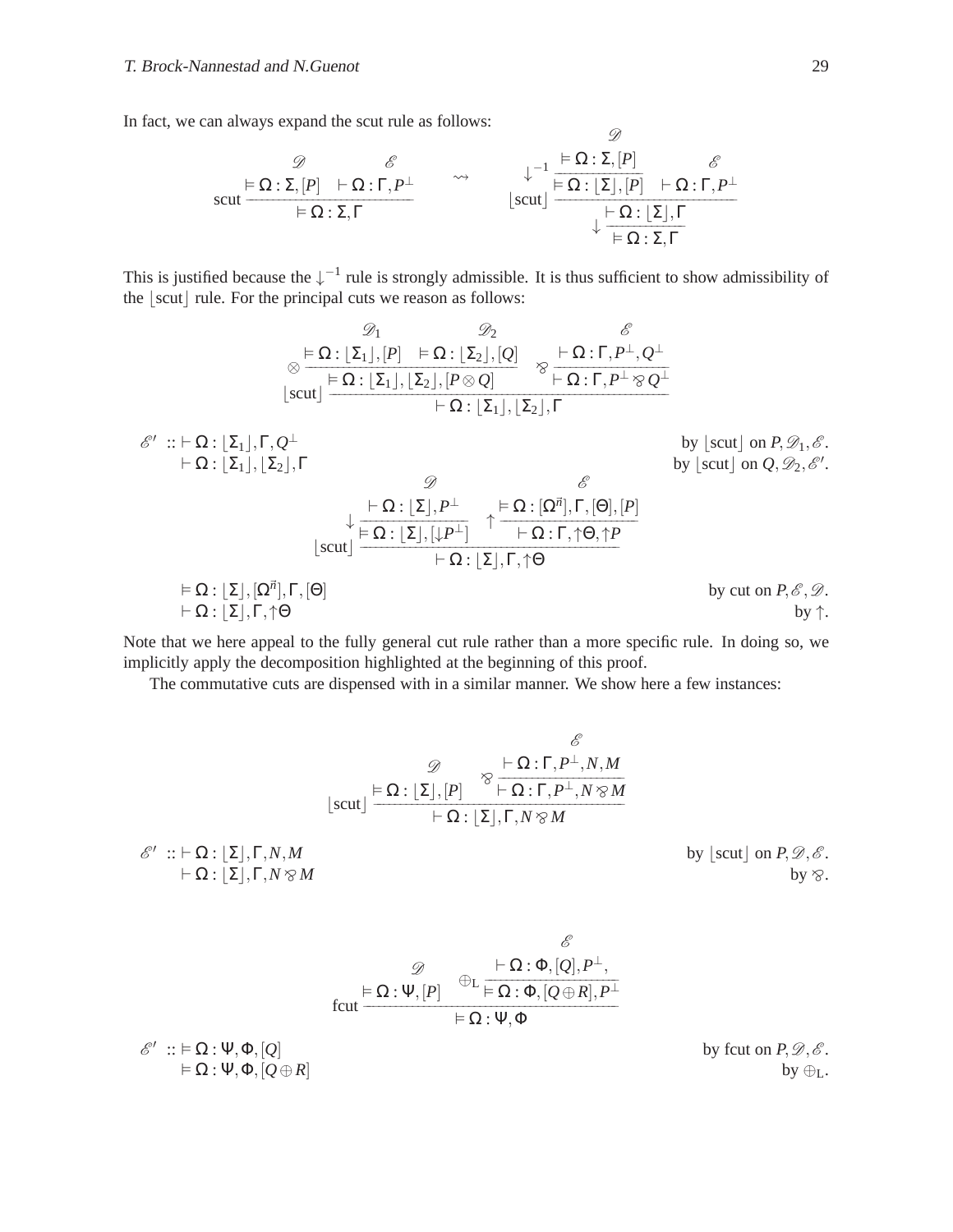In fact, we can always expand the scut rule as follows:

$$\dfrac{\overset{\mathscr{D}}{\vDash \Omega : \Sigma, [P]} \quad \overset{\mathscr{E}}{\vdash \Omega : \Gamma, P^{\perp}}}{\vDash \Omega : \Sigma, \Gamma}\ \text{scut} \quad \rightsquigarrow \quad \dfrac{\dfrac{\dfrac{\overset{\mathscr{D}}{\vDash \Omega : \Sigma, [P]}}{\vDash \Omega : \lfloor \Sigma \rfloor, [P]}\ \downarrow^{-1} \quad \overset{\mathscr{E}}{\vdash \Omega : \Gamma, P^{\perp}}}{\vdash \Omega : \lfloor \Sigma \rfloor, \Gamma}\ \lfloor \text{scut} \rfloor}{\vDash \Omega : \Sigma, \Gamma}\ \downarrow$$

This is justified because the $\downarrow^{-1}$ rule is strongly admissible. It is thus sufficient to show admissibility of the $\lfloor \text{scut} \rfloor$ rule. For the principal cuts we reason as follows:

$$\dfrac{\dfrac{\overset{\mathscr{D}_1}{\vDash \Omega : \lfloor \Sigma_1 \rfloor, [P]} \quad \overset{\mathscr{D}_2}{\vDash \Omega : \lfloor \Sigma_2 \rfloor, [Q]}}{\vDash \Omega : \lfloor \Sigma_1 \rfloor, \lfloor \Sigma_2 \rfloor, [P \otimes Q]}\ \otimes \quad \dfrac{\overset{\mathscr{E}}{\vdash \Omega : \Gamma, P^{\perp}, Q^{\perp}}}{\vdash \Omega : \Gamma, P^{\perp} \parr Q^{\perp}}\ \parr}{\vdash \Omega : \lfloor \Sigma_1 \rfloor, \lfloor \Sigma_2 \rfloor, \Gamma}\ \lfloor \text{scut} \rfloor$$

$\mathscr{E}' :: \vdash \Omega : \lfloor \Sigma_1 \rfloor, \Gamma, Q^{\perp}$ — by $\lfloor \text{scut} \rfloor$ on $P, \mathscr{D}_1, \mathscr{E}$.
$\vdash \Omega : \lfloor \Sigma_1 \rfloor, \lfloor \Sigma_2 \rfloor, \Gamma$ — by $\lfloor \text{scut} \rfloor$ on $Q, \mathscr{D}_2, \mathscr{E}'$.

$$\dfrac{\dfrac{\overset{\mathscr{D}}{\vdash \Omega : \lfloor \Sigma \rfloor, P^{\perp}}}{\vDash \Omega : \lfloor \Sigma \rfloor, [\downarrow P^{\perp}]}\ \downarrow \quad \dfrac{\overset{\mathscr{E}}{\vDash \Omega : [\Omega^{\vec{n}}], \Gamma, [\Theta], [P]}}{\vdash \Omega : \Gamma, \uparrow\Theta, \uparrow P}\ \uparrow}{\vdash \Omega : \lfloor \Sigma \rfloor, \Gamma, \uparrow\Theta}\ \lfloor \text{scut} \rfloor$$

$\vDash \Omega : \lfloor \Sigma \rfloor, [\Omega^{\vec{n}}], \Gamma, [\Theta]$ — by cut on $P, \mathscr{E}, \mathscr{D}$.
$\vdash \Omega : \lfloor \Sigma \rfloor, \Gamma, \uparrow\Theta$ — by $\uparrow$.

Note that we here appeal to the fully general cut rule rather than a more specific rule. In doing so, we implicitly apply the decomposition highlighted at the beginning of this proof.

The commutative cuts are dispensed with in a similar manner. We show here a few instances:

$$\dfrac{\overset{\mathscr{D}}{\vDash \Omega : \lfloor \Sigma \rfloor, [P]} \quad \dfrac{\overset{\mathscr{E}}{\vdash \Omega : \Gamma, P^{\perp}, N, M}}{\vdash \Omega : \Gamma, P^{\perp}, N \parr M}\ \parr}{\vdash \Omega : \lfloor \Sigma \rfloor, \Gamma, N \parr M}\ \lfloor \text{scut} \rfloor$$

$\mathscr{E}' :: \vdash \Omega : \lfloor \Sigma \rfloor, \Gamma, N, M$ — by $\lfloor \text{scut} \rfloor$ on $P, \mathscr{D}, \mathscr{E}$.
$\vdash \Omega : \lfloor \Sigma \rfloor, \Gamma, N \parr M$ — by $\parr$.

$$\dfrac{\overset{\mathscr{D}}{\vDash \Omega : \Psi, [P]} \quad \dfrac{\overset{\mathscr{E}}{\vdash \Omega : \Phi, [Q], P^{\perp},}}{\vDash \Omega : \Phi, [Q \oplus R], P^{\perp}}\ \oplus_{\text{L}}}{\vDash \Omega : \Psi, \Phi}\ \text{fcut}$$

$\mathscr{E}' :: \vDash \Omega : \Psi, \Phi, [Q]$ — by fcut on $P, \mathscr{D}, \mathscr{E}$.
$\vDash \Omega : \Psi, \Phi, [Q \oplus R]$ — by $\oplus_{\text{L}}$.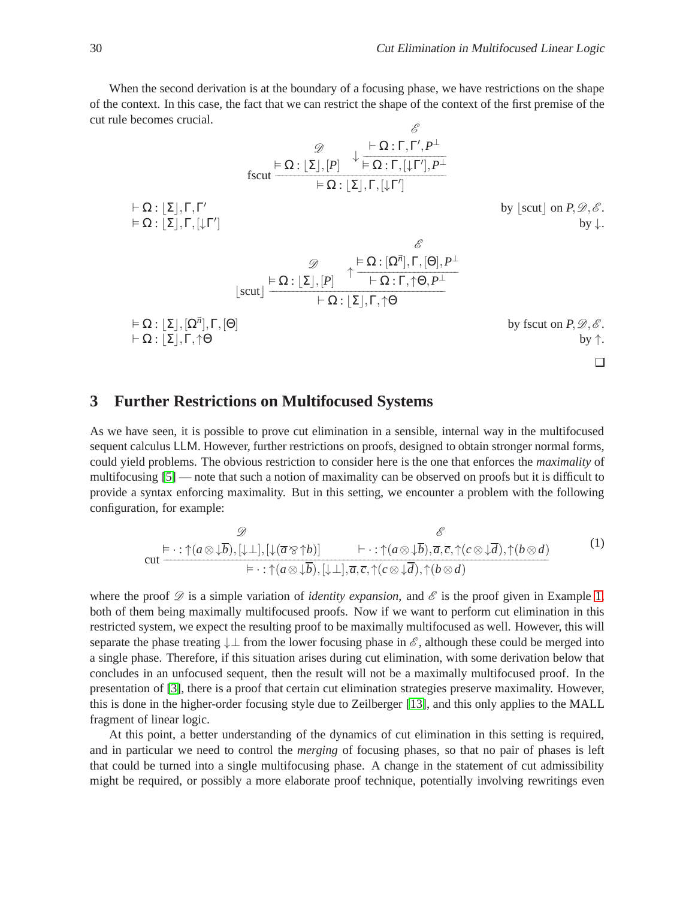When the second derivation is at the boundary of a focusing phase, we have restrictions on the shape of the context. In this case, the fact that we can restrict the shape of the context of the first premise of the cut rule becomes crucial.

$$
\text{fscut}\ \dfrac{\dfrac{\mathscr{D}}{\vDash \Omega : \lfloor \Sigma \rfloor, [P]} \qquad \downarrow \dfrac{\dfrac{\mathscr{E}}{\vdash \Omega : \Gamma, \Gamma', P^{\perp}}}{\vDash \Omega : \Gamma, [\downarrow \Gamma'], P^{\perp}}}{\vDash \Omega : \lfloor \Sigma \rfloor, \Gamma, [\downarrow \Gamma']}
$$

$\vdash \Omega : \lfloor \Sigma \rfloor, \Gamma, \Gamma'$ by $\lfloor \text{scut} \rfloor$ on $P, \mathscr{D}, \mathscr{E}$.
$\vDash \Omega : \lfloor \Sigma \rfloor, \Gamma, [\downarrow \Gamma']$ by $\downarrow$.

$$
\lfloor \text{scut} \rfloor\ \dfrac{\dfrac{\mathscr{D}}{\vDash \Omega : \lfloor \Sigma \rfloor, [P]} \qquad \uparrow \dfrac{\dfrac{\mathscr{E}}{\vDash \Omega : [\Omega^{\vec{n}}], \Gamma, [\Theta], P^{\perp}}}{\vdash \Omega : \Gamma, \uparrow \Theta, P^{\perp}}}{\vdash \Omega : \lfloor \Sigma \rfloor, \Gamma, \uparrow \Theta}
$$

$\vDash \Omega : \lfloor \Sigma \rfloor, [\Omega^{\vec{n}}], \Gamma, [\Theta]$ by fscut on $P, \mathscr{D}, \mathscr{E}$.
$\vdash \Omega : \lfloor \Sigma \rfloor, \Gamma, \uparrow \Theta$ by $\uparrow$.

□

## 3 Further Restrictions on Multifocused Systems

As we have seen, it is possible to prove cut elimination in a sensible, internal way in the multifocused sequent calculus LLM. However, further restrictions on proofs, designed to obtain stronger normal forms, could yield problems. The obvious restriction to consider here is the one that enforces the *maximality* of multifocusing [5] — note that such a notion of maximality can be observed on proofs but it is difficult to provide a syntax enforcing maximality. But in this setting, we encounter a problem with the following configuration, for example:

$$
\text{cut}\ \dfrac{\dfrac{\mathscr{D}}{\vDash \cdot : \uparrow(a \otimes \downarrow \overline{b}), [\downarrow \perp], [\downarrow(\overline{a} \mathbin{⅋} \uparrow b)]} \qquad \dfrac{\mathscr{E}}{\vdash \cdot : \uparrow(a \otimes \downarrow \overline{b}), \overline{a}, \overline{c}, \uparrow(c \otimes \downarrow \overline{d}), \uparrow(b \otimes d)}}{\vDash \cdot : \uparrow(a \otimes \downarrow \overline{b}), [\downarrow \perp], \overline{a}, \overline{c}, \uparrow(c \otimes \downarrow \overline{d}), \uparrow(b \otimes d)} \tag{1}
$$

where the proof $\mathscr{D}$ is a simple variation of *identity expansion*, and $\mathscr{E}$ is the proof given in Example 1, both of them being maximally multifocused proofs. Now if we want to perform cut elimination in this restricted system, we expect the resulting proof to be maximally multifocused as well. However, this will separate the phase treating $\downarrow \perp$ from the lower focusing phase in $\mathscr{E}$, although these could be merged into a single phase. Therefore, if this situation arises during cut elimination, with some derivation below that concludes in an unfocused sequent, then the result will not be a maximally multifocused proof. In the presentation of [3], there is a proof that certain cut elimination strategies preserve maximality. However, this is done in the higher-order focusing style due to Zeilberger [13], and this only applies to the MALL fragment of linear logic.

At this point, a better understanding of the dynamics of cut elimination in this setting is required, and in particular we need to control the *merging* of focusing phases, so that no pair of phases is left that could be turned into a single multifocusing phase. A change in the statement of cut admissibility might be required, or possibly a more elaborate proof technique, potentially involving rewritings even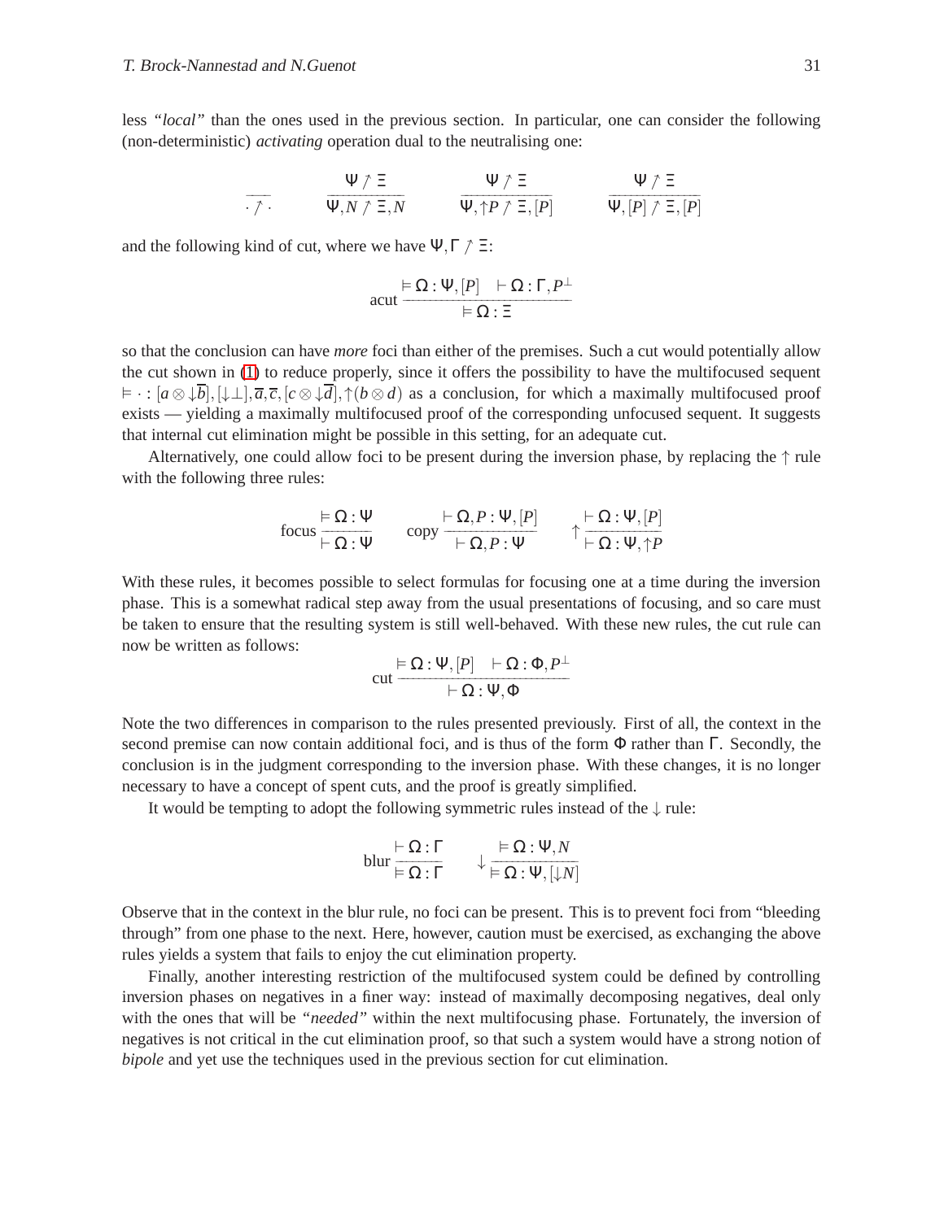less *"local"* than the ones used in the previous section. In particular, one can consider the following (non-deterministic) *activating* operation dual to the neutralising one:

$$\frac{}{\cdot \nearrow \cdot} \qquad \frac{\Psi \nearrow \Xi}{\Psi, N \nearrow \Xi, N} \qquad \frac{\Psi \nearrow \Xi}{\Psi, \uparrow P \nearrow \Xi, [P]} \qquad \frac{\Psi \nearrow \Xi}{\Psi, [P] \nearrow \Xi, [P]}$$

and the following kind of cut, where we have $\Psi, \Gamma \nearrow \Xi$:

$$\text{acut} \frac{\vDash \Omega : \Psi, [P] \quad \vdash \Omega : \Gamma, P^\perp}{\vDash \Omega : \Xi}$$

so that the conclusion can have *more* foci than either of the premises. Such a cut would potentially allow the cut shown in (1) to reduce properly, since it offers the possibility to have the multifocused sequent $\vDash \cdot : [a \otimes \downarrow \overline{b}], [\downarrow \bot], \overline{a}, \overline{c}, [c \otimes \downarrow \overline{d}], \uparrow (b \otimes d)$ as a conclusion, for which a maximally multifocused proof exists — yielding a maximally multifocused proof of the corresponding unfocused sequent. It suggests that internal cut elimination might be possible in this setting, for an adequate cut.

Alternatively, one could allow foci to be present during the inversion phase, by replacing the $\uparrow$ rule with the following three rules:

$$\text{focus} \frac{\vDash \Omega : \Psi}{\vdash \Omega : \Psi} \qquad \text{copy} \frac{\vdash \Omega, P : \Psi, [P]}{\vdash \Omega, P : \Psi} \qquad \uparrow \frac{\vdash \Omega : \Psi, [P]}{\vdash \Omega : \Psi, \uparrow P}$$

With these rules, it becomes possible to select formulas for focusing one at a time during the inversion phase. This is a somewhat radical step away from the usual presentations of focusing, and so care must be taken to ensure that the resulting system is still well-behaved. With these new rules, the cut rule can now be written as follows:

$$\text{cut} \frac{\vDash \Omega : \Psi, [P] \quad \vdash \Omega : \Phi, P^\perp}{\vdash \Omega : \Psi, \Phi}$$

Note the two differences in comparison to the rules presented previously. First of all, the context in the second premise can now contain additional foci, and is thus of the form $\Phi$ rather than $\Gamma$. Secondly, the conclusion is in the judgment corresponding to the inversion phase. With these changes, it is no longer necessary to have a concept of spent cuts, and the proof is greatly simplified.

It would be tempting to adopt the following symmetric rules instead of the $\downarrow$ rule:

$$\text{blur} \frac{\vdash \Omega : \Gamma}{\vDash \Omega : \Gamma} \qquad \downarrow \frac{\vDash \Omega : \Psi, N}{\vDash \Omega : \Psi, [\downarrow N]}$$

Observe that in the context in the blur rule, no foci can be present. This is to prevent foci from "bleeding through" from one phase to the next. Here, however, caution must be exercised, as exchanging the above rules yields a system that fails to enjoy the cut elimination property.

Finally, another interesting restriction of the multifocused system could be defined by controlling inversion phases on negatives in a finer way: instead of maximally decomposing negatives, deal only with the ones that will be *"needed"* within the next multifocusing phase. Fortunately, the inversion of negatives is not critical in the cut elimination proof, so that such a system would have a strong notion of *bipole* and yet use the techniques used in the previous section for cut elimination.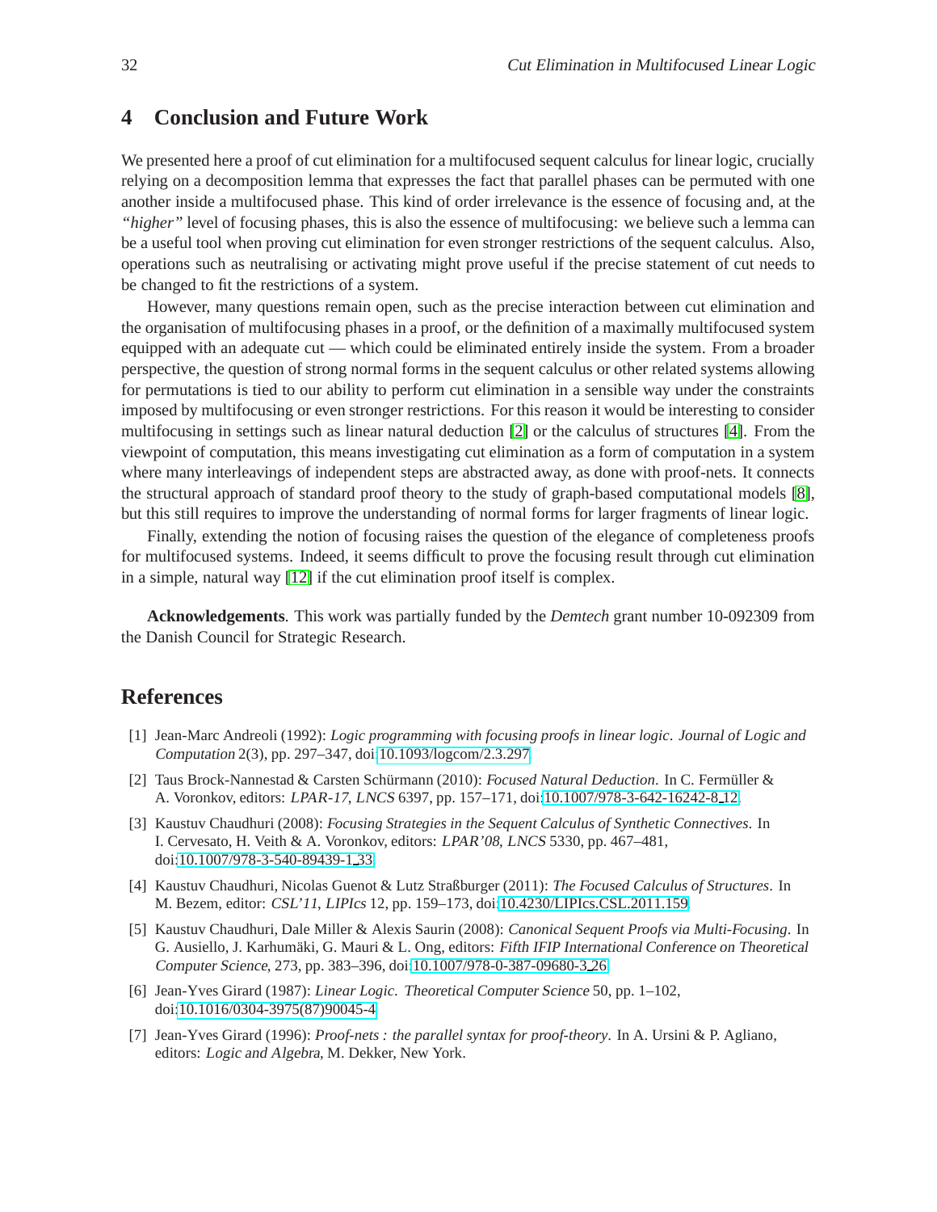## 4 Conclusion and Future Work

We presented here a proof of cut elimination for a multifocused sequent calculus for linear logic, crucially relying on a decomposition lemma that expresses the fact that parallel phases can be permuted with one another inside a multifocused phase. This kind of order irrelevance is the essence of focusing and, at the *"higher"* level of focusing phases, this is also the essence of multifocusing: we believe such a lemma can be a useful tool when proving cut elimination for even stronger restrictions of the sequent calculus. Also, operations such as neutralising or activating might prove useful if the precise statement of cut needs to be changed to fit the restrictions of a system.

However, many questions remain open, such as the precise interaction between cut elimination and the organisation of multifocusing phases in a proof, or the definition of a maximally multifocused system equipped with an adequate cut — which could be eliminated entirely inside the system. From a broader perspective, the question of strong normal forms in the sequent calculus or other related systems allowing for permutations is tied to our ability to perform cut elimination in a sensible way under the constraints imposed by multifocusing or even stronger restrictions. For this reason it would be interesting to consider multifocusing in settings such as linear natural deduction [2] or the calculus of structures [4]. From the viewpoint of computation, this means investigating cut elimination as a form of computation in a system where many interleavings of independent steps are abstracted away, as done with proof-nets. It connects the structural approach of standard proof theory to the study of graph-based computational models [8], but this still requires to improve the understanding of normal forms for larger fragments of linear logic.

Finally, extending the notion of focusing raises the question of the elegance of completeness proofs for multifocused systems. Indeed, it seems difficult to prove the focusing result through cut elimination in a simple, natural way [12] if the cut elimination proof itself is complex.

**Acknowledgements**. This work was partially funded by the *Demtech* grant number 10-092309 from the Danish Council for Strategic Research.

## References

[1] Jean-Marc Andreoli (1992): *Logic programming with focusing proofs in linear logic*. *Journal of Logic and Computation* 2(3), pp. 297–347, doi:10.1093/logcom/2.3.297.

[2] Taus Brock-Nannestad & Carsten Schürmann (2010): *Focused Natural Deduction*. In C. Fermüller & A. Voronkov, editors: *LPAR-17*, *LNCS* 6397, pp. 157–171, doi:10.1007/978-3-642-16242-8_12.

[3] Kaustuv Chaudhuri (2008): *Focusing Strategies in the Sequent Calculus of Synthetic Connectives*. In I. Cervesato, H. Veith & A. Voronkov, editors: *LPAR'08*, *LNCS* 5330, pp. 467–481, doi:10.1007/978-3-540-89439-1_33.

[4] Kaustuv Chaudhuri, Nicolas Guenot & Lutz Straßburger (2011): *The Focused Calculus of Structures*. In M. Bezem, editor: *CSL'11*, *LIPIcs* 12, pp. 159–173, doi:10.4230/LIPIcs.CSL.2011.159.

[5] Kaustuv Chaudhuri, Dale Miller & Alexis Saurin (2008): *Canonical Sequent Proofs via Multi-Focusing*. In G. Ausiello, J. Karhumäki, G. Mauri & L. Ong, editors: *Fifth IFIP International Conference on Theoretical Computer Science*, 273, pp. 383–396, doi:10.1007/978-0-387-09680-3_26.

[6] Jean-Yves Girard (1987): *Linear Logic*. *Theoretical Computer Science* 50, pp. 1–102, doi:10.1016/0304-3975(87)90045-4.

[7] Jean-Yves Girard (1996): *Proof-nets : the parallel syntax for proof-theory*. In A. Ursini & P. Agliano, editors: *Logic and Algebra*, M. Dekker, New York.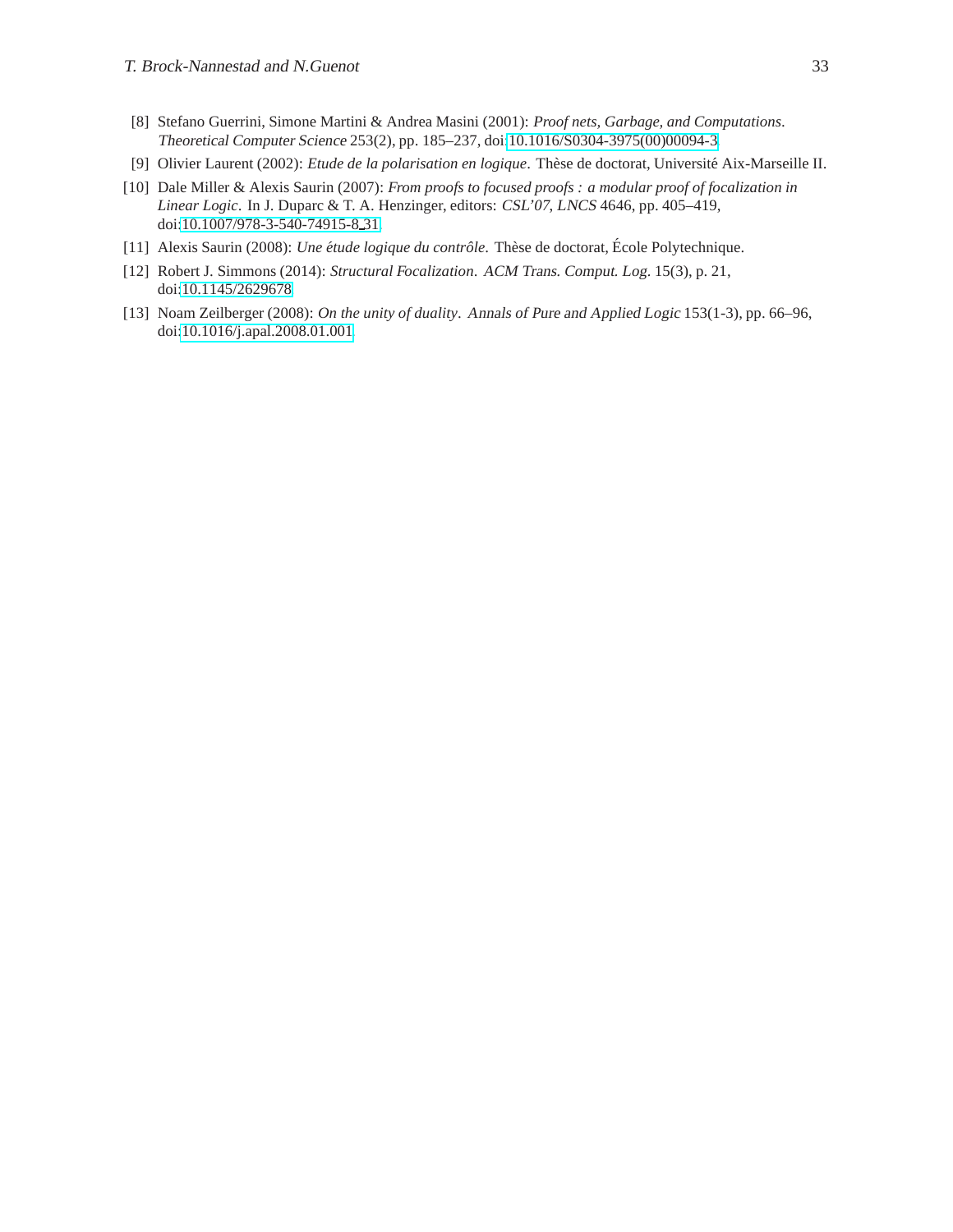[8] Stefano Guerrini, Simone Martini & Andrea Masini (2001): *Proof nets, Garbage, and Computations*. *Theoretical Computer Science* 253(2), pp. 185–237, doi:10.1016/S0304-3975(00)00094-3.

[9] Olivier Laurent (2002): *Etude de la polarisation en logique*. Thèse de doctorat, Université Aix-Marseille II.

[10] Dale Miller & Alexis Saurin (2007): *From proofs to focused proofs : a modular proof of focalization in Linear Logic*. In J. Duparc & T. A. Henzinger, editors: *CSL'07*, *LNCS* 4646, pp. 405–419, doi:10.1007/978-3-540-74915-8_31.

[11] Alexis Saurin (2008): *Une étude logique du contrôle*. Thèse de doctorat, École Polytechnique.

[12] Robert J. Simmons (2014): *Structural Focalization*. *ACM Trans. Comput. Log.* 15(3), p. 21, doi:10.1145/2629678.

[13] Noam Zeilberger (2008): *On the unity of duality*. *Annals of Pure and Applied Logic* 153(1-3), pp. 66–96, doi:10.1016/j.apal.2008.01.001.